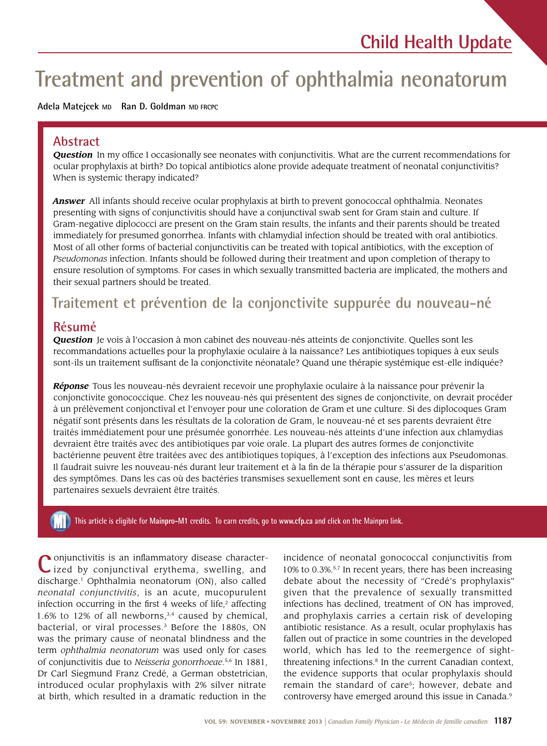# Treatment and prevention of ophthalmia neonatorum

**Adela Matejcek** MD **Ran D. Goldman** MD FRCPC

## Abstract

***Question*** In my office I occasionally see neonates with conjunctivitis. What are the current recommendations for ocular prophylaxis at birth? Do topical antibiotics alone provide adequate treatment of neonatal conjunctivitis? When is systemic therapy indicated?

***Answer*** All infants should receive ocular prophylaxis at birth to prevent gonococcal ophthalmia. Neonates presenting with signs of conjunctivitis should have a conjunctival swab sent for Gram stain and culture. If Gram-negative diplococci are present on the Gram stain results, the infants and their parents should be treated immediately for presumed gonorrhea. Infants with chlamydial infection should be treated with oral antibiotics. Most of all other forms of bacterial conjunctivitis can be treated with topical antibiotics, with the exception of *Pseudomonas* infection. Infants should be followed during their treatment and upon completion of therapy to ensure resolution of symptoms. For cases in which sexually transmitted bacteria are implicated, the mothers and their sexual partners should be treated.

# Traitement et prévention de la conjonctivite suppurée du nouveau-né

## Résumé

***Question*** Je vois à l'occasion à mon cabinet des nouveau-nés atteints de conjonctivite. Quelles sont les recommandations actuelles pour la prophylaxie oculaire à la naissance? Les antibiotiques topiques à eux seuls sont-ils un traitement suffisant de la conjonctivite néonatale? Quand une thérapie systémique est-elle indiquée?

***Réponse*** Tous les nouveau-nés devraient recevoir une prophylaxie oculaire à la naissance pour prévenir la conjonctivite gonococcique. Chez les nouveau-nés qui présentent des signes de conjonctivite, on devrait procéder à un prélèvement conjonctival et l'envoyer pour une coloration de Gram et une culture. Si des diplocoques Gram négatif sont présents dans les résultats de la coloration de Gram, le nouveau-né et ses parents devraient être traités immédiatement pour une présumée gonorrhée. Les nouveau-nés atteints d'une infection aux chlamydias devraient être traités avec des antibiotiques par voie orale. La plupart des autres formes de conjonctivite bactérienne peuvent être traitées avec des antibiotiques topiques, à l'exception des infections aux Pseudomonas. Il faudrait suivre les nouveau-nés durant leur traitement et à la fin de la thérapie pour s'assurer de la disparition des symptômes. Dans les cas où des bactéries transmises sexuellement sont en cause, les mères et leurs partenaires sexuels devraient être traités.

This article is eligible for **Mainpro-M1** credits. To earn credits, go to **www.cfp.ca** and click on the Mainpro link.

Conjunctivitis is an inflammatory disease characterized by conjunctival erythema, swelling, and discharge.[1] Ophthalmia neonatorum (ON), also called *neonatal conjunctivitis*, is an acute, mucopurulent infection occurring in the first 4 weeks of life,[2] affecting 1.6% to 12% of all newborns,[3,4] caused by chemical, bacterial, or viral processes.[3] Before the 1880s, ON was the primary cause of neonatal blindness and the term *ophthalmia neonatorum* was used only for cases of conjunctivitis due to *Neisseria gonorrhoeae*.[5,6] In 1881, Dr Carl Siegmund Franz Credé, a German obstetrician, introduced ocular prophylaxis with 2% silver nitrate at birth, which resulted in a dramatic reduction in the incidence of neonatal gonococcal conjunctivitis from 10% to 0.3%.[5,7] In recent years, there has been increasing debate about the necessity of "Credé's prophylaxis" given that the prevalence of sexually transmitted infections has declined, treatment of ON has improved, and prophylaxis carries a certain risk of developing antibiotic resistance. As a result, ocular prophylaxis has fallen out of practice in some countries in the developed world, which has led to the reemergence of sight-threatening infections.[8] In the current Canadian context, the evidence supports that ocular prophylaxis should remain the standard of care[5]; however, debate and controversy have emerged around this issue in Canada.[9]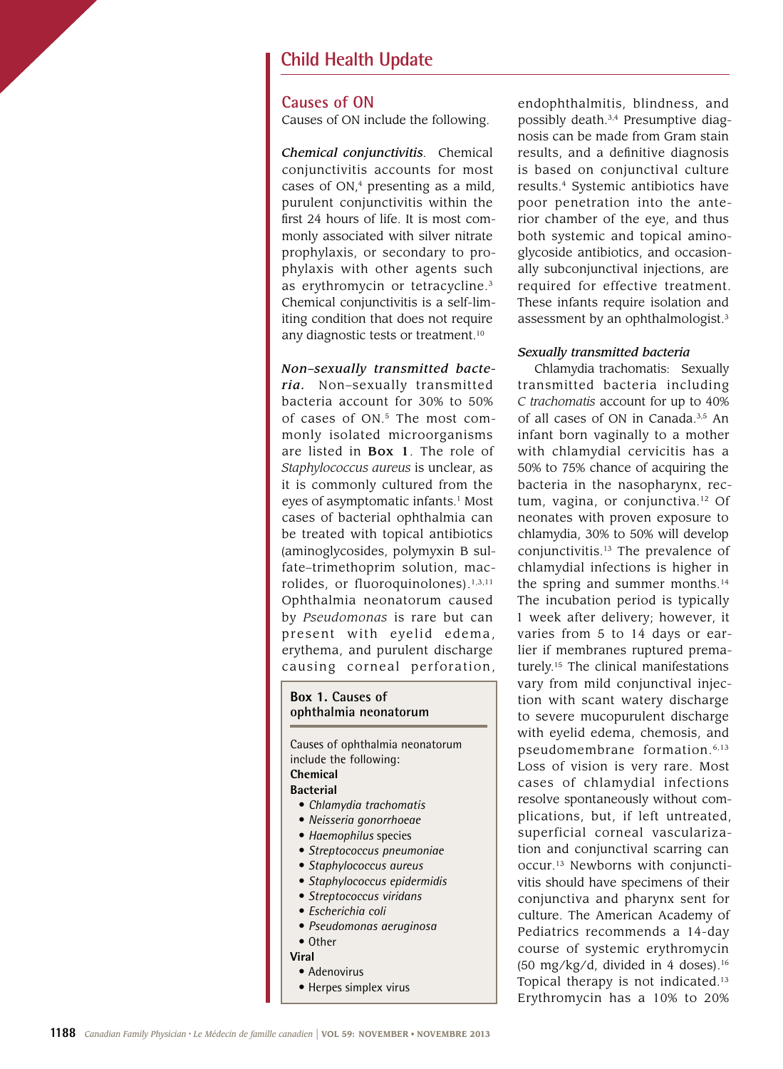## Causes of ON

Causes of ON include the following.

***Chemical conjunctivitis.*** Chemical conjunctivitis accounts for most cases of ON,[4] presenting as a mild, purulent conjunctivitis within the first 24 hours of life. It is most commonly associated with silver nitrate prophylaxis, or secondary to prophylaxis with other agents such as erythromycin or tetracycline.[3] Chemical conjunctivitis is a self-limiting condition that does not require any diagnostic tests or treatment.[10]

***Non–sexually transmitted bacteria.*** Non–sexually transmitted bacteria account for 30% to 50% of cases of ON.[5] The most commonly isolated microorganisms are listed in **Box 1**. The role of *Staphylococcus aureus* is unclear, as it is commonly cultured from the eyes of asymptomatic infants.[1] Most cases of bacterial ophthalmia can be treated with topical antibiotics (aminoglycosides, polymyxin B sulfate–trimethoprim solution, macrolides, or fluoroquinolones).[1,3,11] Ophthalmia neonatorum caused by *Pseudomonas* is rare but can present with eyelid edema, erythema, and purulent discharge causing corneal perforation, endophthalmitis, blindness, and possibly death.[3,4] Presumptive diagnosis can be made from Gram stain results, and a definitive diagnosis is based on conjunctival culture results.[4] Systemic antibiotics have poor penetration into the anterior chamber of the eye, and thus both systemic and topical aminoglycoside antibiotics, and occasionally subconjunctival injections, are required for effective treatment. These infants require isolation and assessment by an ophthalmologist.[3]

> **Box 1. Causes of ophthalmia neonatorum**
>
> Causes of ophthalmia neonatorum include the following:
>
> **Chemical**
>
> **Bacterial**
> - *Chlamydia trachomatis*
> - *Neisseria gonorrhoeae*
> - *Haemophilus* species
> - *Streptococcus pneumoniae*
> - *Staphylococcus aureus*
> - *Staphylococcus epidermidis*
> - *Streptococcus viridans*
> - *Escherichia coli*
> - *Pseudomonas aeruginosa*
> - Other
>
> **Viral**
> - Adenovirus
> - Herpes simplex virus

***Sexually transmitted bacteria***

Chlamydia trachomatis: Sexually transmitted bacteria including *C trachomatis* account for up to 40% of all cases of ON in Canada.[3,5] An infant born vaginally to a mother with chlamydial cervicitis has a 50% to 75% chance of acquiring the bacteria in the nasopharynx, rectum, vagina, or conjunctiva.[12] Of neonates with proven exposure to chlamydia, 30% to 50% will develop conjunctivitis.[13] The prevalence of chlamydial infections is higher in the spring and summer months.[14] The incubation period is typically 1 week after delivery; however, it varies from 5 to 14 days or earlier if membranes ruptured prematurely.[15] The clinical manifestations vary from mild conjunctival injection with scant watery discharge to severe mucopurulent discharge with eyelid edema, chemosis, and pseudomembrane formation.[6,13] Loss of vision is very rare. Most cases of chlamydial infections resolve spontaneously without complications, but, if left untreated, superficial corneal vascularization and conjunctival scarring can occur.[13] Newborns with conjunctivitis should have specimens of their conjunctiva and pharynx sent for culture. The American Academy of Pediatrics recommends a 14-day course of systemic erythromycin (50 mg/kg/d, divided in 4 doses).[16] Topical therapy is not indicated.[13] Erythromycin has a 10% to 20%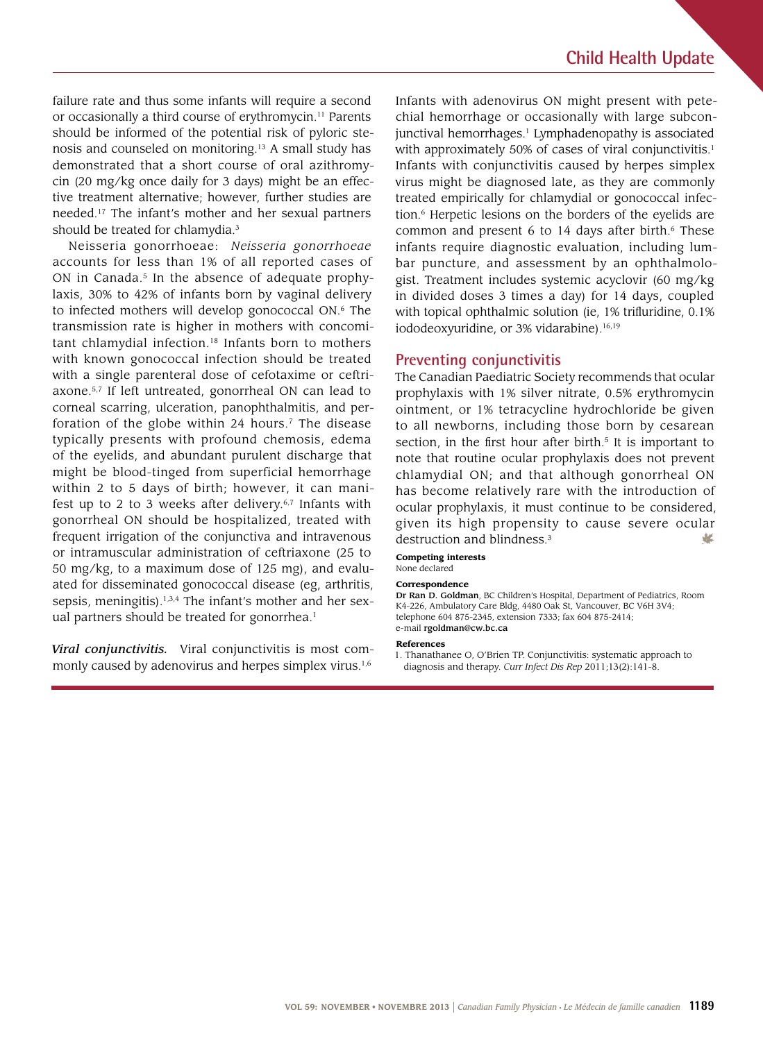failure rate and thus some infants will require a second or occasionally a third course of erythromycin.[11] Parents should be informed of the potential risk of pyloric stenosis and counseled on monitoring.[13] A small study has demonstrated that a short course of oral azithromycin (20 mg/kg once daily for 3 days) might be an effective treatment alternative; however, further studies are needed.[17] The infant's mother and her sexual partners should be treated for chlamydia.[3]

Neisseria gonorrhoeae: *Neisseria gonorrhoeae* accounts for less than 1% of all reported cases of ON in Canada.[5] In the absence of adequate prophylaxis, 30% to 42% of infants born by vaginal delivery to infected mothers will develop gonococcal ON.[6] The transmission rate is higher in mothers with concomitant chlamydial infection.[18] Infants born to mothers with known gonococcal infection should be treated with a single parenteral dose of cefotaxime or ceftriaxone.[5,7] If left untreated, gonorrheal ON can lead to corneal scarring, ulceration, panophthalmitis, and perforation of the globe within 24 hours.[7] The disease typically presents with profound chemosis, edema of the eyelids, and abundant purulent discharge that might be blood-tinged from superficial hemorrhage within 2 to 5 days of birth; however, it can manifest up to 2 to 3 weeks after delivery.[6,7] Infants with gonorrheal ON should be hospitalized, treated with frequent irrigation of the conjunctiva and intravenous or intramuscular administration of ceftriaxone (25 to 50 mg/kg, to a maximum dose of 125 mg), and evaluated for disseminated gonococcal disease (eg, arthritis, sepsis, meningitis).[1,3,4] The infant's mother and her sexual partners should be treated for gonorrhea.[1]

***Viral conjunctivitis.*** Viral conjunctivitis is most commonly caused by adenovirus and herpes simplex virus.[1,6] Infants with adenovirus ON might present with petechial hemorrhage or occasionally with large subconjunctival hemorrhages.[1] Lymphadenopathy is associated with approximately 50% of cases of viral conjunctivitis.[1] Infants with conjunctivitis caused by herpes simplex virus might be diagnosed late, as they are commonly treated empirically for chlamydial or gonococcal infection.[6] Herpetic lesions on the borders of the eyelids are common and present 6 to 14 days after birth.[6] These infants require diagnostic evaluation, including lumbar puncture, and assessment by an ophthalmologist. Treatment includes systemic acyclovir (60 mg/kg in divided doses 3 times a day) for 14 days, coupled with topical ophthalmic solution (ie, 1% trifluridine, 0.1% iododeoxyuridine, or 3% vidarabine).[16,19]

## Preventing conjunctivitis

The Canadian Paediatric Society recommends that ocular prophylaxis with 1% silver nitrate, 0.5% erythromycin ointment, or 1% tetracycline hydrochloride be given to all newborns, including those born by cesarean section, in the first hour after birth.[5] It is important to note that routine ocular prophylaxis does not prevent chlamydial ON; and that although gonorrheal ON has become relatively rare with the introduction of ocular prophylaxis, it must continue to be considered, given its high propensity to cause severe ocular destruction and blindness.[3]

**Competing interests**
None declared

**Correspondence**
**Dr Ran D. Goldman**, BC Children's Hospital, Department of Pediatrics, Room K4-226, Ambulatory Care Bldg, 4480 Oak St, Vancouver, BC V6H 3V4; telephone 604 875-2345, extension 7333; fax 604 875-2414; e-mail **rgoldman@cw.bc.ca**

**References**

1. Thanathanee O, O'Brien TP. Conjunctivitis: systematic approach to diagnosis and therapy. *Curr Infect Dis Rep* 2011;13(2):141-8.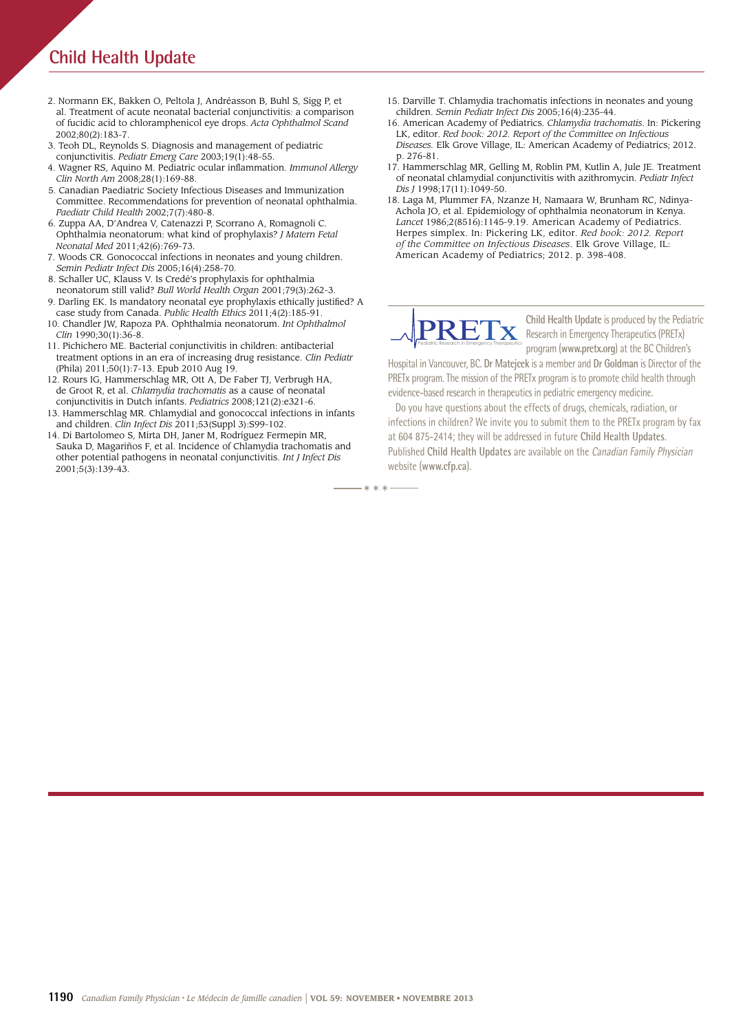2. Normann EK, Bakken O, Peltola J, Andréasson B, Buhl S, Sigg P, et al. Treatment of acute neonatal bacterial conjunctivitis: a comparison of fucidic acid to chloramphenicol eye drops. *Acta Ophthalmol Scand* 2002;80(2):183-7.
3. Teoh DL, Reynolds S. Diagnosis and management of pediatric conjunctivitis. *Pediatr Emerg Care* 2003;19(1):48-55.
4. Wagner RS, Aquino M. Pediatric ocular inflammation. *Immunol Allergy Clin North Am* 2008;28(1):169-88.
5. Canadian Paediatric Society Infectious Diseases and Immunization Committee. Recommendations for prevention of neonatal ophthalmia. *Paediatr Child Health* 2002;7(7):480-8.
6. Zuppa AA, D'Andrea V, Catenazzi P, Scorrano A, Romagnoli C. Ophthalmia neonatorum: what kind of prophylaxis? *J Matern Fetal Neonatal Med* 2011;42(6):769-73.
7. Woods CR. Gonococcal infections in neonates and young children. *Semin Pediatr Infect Dis* 2005;16(4):258-70.
8. Schaller UC, Klauss V. Is Credé's prophylaxis for ophthalmia neonatorum still valid? *Bull World Health Organ* 2001;79(3):262-3.
9. Darling EK. Is mandatory neonatal eye prophylaxis ethically justified? A case study from Canada. *Public Health Ethics* 2011;4(2):185-91.
10. Chandler JW, Rapoza PA. Ophthalmia neonatorum. *Int Ophthalmol Clin* 1990;30(1):36-8.
11. Pichichero ME. Bacterial conjunctivitis in children: antibacterial treatment options in an era of increasing drug resistance. *Clin Pediatr* (Phila) 2011;50(1):7-13. Epub 2010 Aug 19.
12. Rours IG, Hammerschlag MR, Ott A, De Faber TJ, Verbrugh HA, de Groot R, et al. *Chlamydia trachomatis* as a cause of neonatal conjunctivitis in Dutch infants. *Pediatrics* 2008;121(2):e321-6.
13. Hammerschlag MR. Chlamydial and gonococcal infections in infants and children. *Clin Infect Dis* 2011;53(Suppl 3):S99-102.
14. Di Bartolomeo S, Mirta DH, Janer M, Rodríguez Fermepin MR, Sauka D, Magariños F, et al. Incidence of Chlamydia trachomatis and other potential pathogens in neonatal conjunctivitis. *Int J Infect Dis* 2001;5(3):139-43.
15. Darville T. Chlamydia trachomatis infections in neonates and young children. *Semin Pediatr Infect Dis* 2005;16(4):235-44.
16. American Academy of Pediatrics. *Chlamydia trachomatis*. In: Pickering LK, editor. *Red book: 2012. Report of the Committee on Infectious Diseases.* Elk Grove Village, IL: American Academy of Pediatrics; 2012. p. 276-81.
17. Hammerschlag MR, Gelling M, Roblin PM, Kutlin A, Jule JE. Treatment of neonatal chlamydial conjunctivitis with azithromycin. *Pediatr Infect Dis J* 1998;17(11):1049-50.
18. Laga M, Plummer FA, Nzanze H, Namaara W, Brunham RC, Ndinya-Achola JO, et al. Epidemiology of ophthalmia neonatorum in Kenya. *Lancet* 1986;2(8516):1145-9.19. American Academy of Pediatrics. Herpes simplex. In: Pickering LK, editor. *Red book: 2012. Report of the Committee on Infectious Diseases*. Elk Grove Village, IL: American Academy of Pediatrics; 2012. p. 398-408.

---

**Child Health Update** is produced by the Pediatric Research in Emergency Therapeutics (PRETx) program (**www.pretx.org**) at the BC Children's Hospital in Vancouver, BC. **Dr Matejcek** is a member and **Dr Goldman** is Director of the PRETx program. The mission of the PRETx program is to promote child health through evidence-based research in therapeutics in pediatric emergency medicine.

Do you have questions about the effects of drugs, chemicals, radiation, or infections in children? We invite you to submit them to the PRETx program by fax at 604 875-2414; they will be addressed in future **Child Health Updates**. Published **Child Health Updates** are available on the *Canadian Family Physician* website (**www.cfp.ca**).

\* \* \*